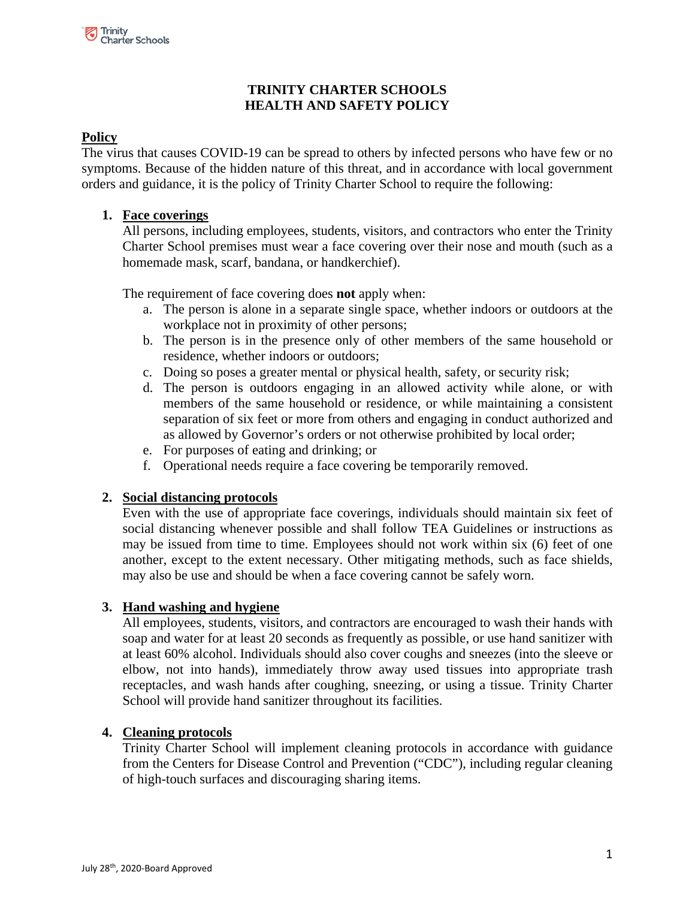# TRINITY CHARTER SCHOOLS
# HEALTH AND SAFETY POLICY

## Policy

The virus that causes COVID-19 can be spread to others by infected persons who have few or no symptoms. Because of the hidden nature of this threat, and in accordance with local government orders and guidance, it is the policy of Trinity Charter School to require the following:

1. **Face coverings**

   All persons, including employees, students, visitors, and contractors who enter the Trinity Charter School premises must wear a face covering over their nose and mouth (such as a homemade mask, scarf, bandana, or handkerchief).

   The requirement of face covering does **not** apply when:

   a. The person is alone in a separate single space, whether indoors or outdoors at the workplace not in proximity of other persons;
   b. The person is in the presence only of other members of the same household or residence, whether indoors or outdoors;
   c. Doing so poses a greater mental or physical health, safety, or security risk;
   d. The person is outdoors engaging in an allowed activity while alone, or with members of the same household or residence, or while maintaining a consistent separation of six feet or more from others and engaging in conduct authorized and as allowed by Governor's orders or not otherwise prohibited by local order;
   e. For purposes of eating and drinking; or
   f. Operational needs require a face covering be temporarily removed.

2. **Social distancing protocols**

   Even with the use of appropriate face coverings, individuals should maintain six feet of social distancing whenever possible and shall follow TEA Guidelines or instructions as may be issued from time to time. Employees should not work within six (6) feet of one another, except to the extent necessary. Other mitigating methods, such as face shields, may also be use and should be when a face covering cannot be safely worn.

3. **Hand washing and hygiene**

   All employees, students, visitors, and contractors are encouraged to wash their hands with soap and water for at least 20 seconds as frequently as possible, or use hand sanitizer with at least 60% alcohol. Individuals should also cover coughs and sneezes (into the sleeve or elbow, not into hands), immediately throw away used tissues into appropriate trash receptacles, and wash hands after coughing, sneezing, or using a tissue. Trinity Charter School will provide hand sanitizer throughout its facilities.

4. **Cleaning protocols**

   Trinity Charter School will implement cleaning protocols in accordance with guidance from the Centers for Disease Control and Prevention ("CDC"), including regular cleaning of high-touch surfaces and discouraging sharing items.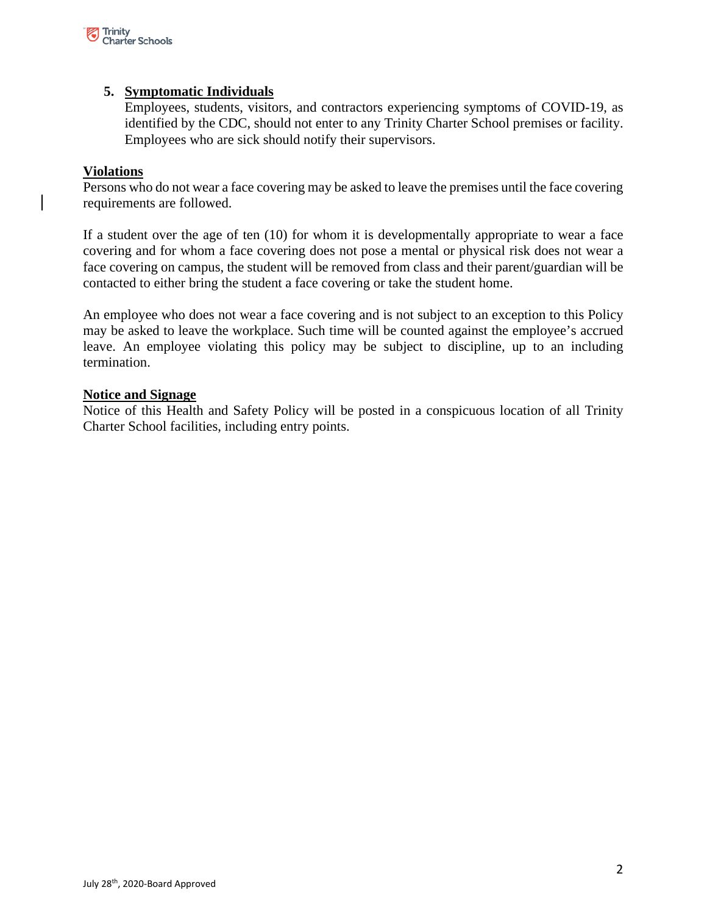5. **Symptomatic Individuals**

   Employees, students, visitors, and contractors experiencing symptoms of COVID-19, as identified by the CDC, should not enter to any Trinity Charter School premises or facility. Employees who are sick should notify their supervisors.

**Violations**

Persons who do not wear a face covering may be asked to leave the premises until the face covering requirements are followed.

If a student over the age of ten (10) for whom it is developmentally appropriate to wear a face covering and for whom a face covering does not pose a mental or physical risk does not wear a face covering on campus, the student will be removed from class and their parent/guardian will be contacted to either bring the student a face covering or take the student home.

An employee who does not wear a face covering and is not subject to an exception to this Policy may be asked to leave the workplace. Such time will be counted against the employee's accrued leave. An employee violating this policy may be subject to discipline, up to an including termination.

**Notice and Signage**

Notice of this Health and Safety Policy will be posted in a conspicuous location of all Trinity Charter School facilities, including entry points.